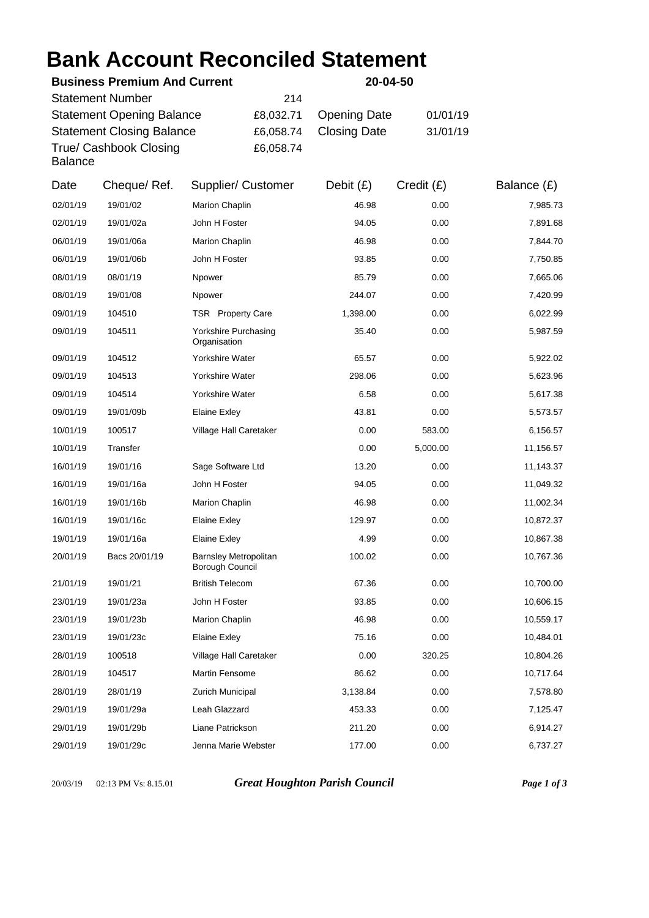# Bank Account Reconciled Statement

**Business Premium And Current** **20-04-50**

| | | | |
|---|---|---|---|
| Statement Number | 214 | | |
| Statement Opening Balance | £8,032.71 | Opening Date | 01/01/19 |
| Statement Closing Balance | £6,058.74 | Closing Date | 31/01/19 |
| True/ Cashbook Closing Balance | £6,058.74 | | |

| Date | Cheque/ Ref. | Supplier/ Customer | Debit (£) | Credit (£) | Balance (£) |
|---|---|---|---|---|---|
| 02/01/19 | 19/01/02 | Marion Chaplin | 46.98 | 0.00 | 7,985.73 |
| 02/01/19 | 19/01/02a | John H Foster | 94.05 | 0.00 | 7,891.68 |
| 06/01/19 | 19/01/06a | Marion Chaplin | 46.98 | 0.00 | 7,844.70 |
| 06/01/19 | 19/01/06b | John H Foster | 93.85 | 0.00 | 7,750.85 |
| 08/01/19 | 08/01/19 | Npower | 85.79 | 0.00 | 7,665.06 |
| 08/01/19 | 19/01/08 | Npower | 244.07 | 0.00 | 7,420.99 |
| 09/01/19 | 104510 | TSR Property Care | 1,398.00 | 0.00 | 6,022.99 |
| 09/01/19 | 104511 | Yorkshire Purchasing Organisation | 35.40 | 0.00 | 5,987.59 |
| 09/01/19 | 104512 | Yorkshire Water | 65.57 | 0.00 | 5,922.02 |
| 09/01/19 | 104513 | Yorkshire Water | 298.06 | 0.00 | 5,623.96 |
| 09/01/19 | 104514 | Yorkshire Water | 6.58 | 0.00 | 5,617.38 |
| 09/01/19 | 19/01/09b | Elaine Exley | 43.81 | 0.00 | 5,573.57 |
| 10/01/19 | 100517 | Village Hall Caretaker | 0.00 | 583.00 | 6,156.57 |
| 10/01/19 | Transfer | | 0.00 | 5,000.00 | 11,156.57 |
| 16/01/19 | 19/01/16 | Sage Software Ltd | 13.20 | 0.00 | 11,143.37 |
| 16/01/19 | 19/01/16a | John H Foster | 94.05 | 0.00 | 11,049.32 |
| 16/01/19 | 19/01/16b | Marion Chaplin | 46.98 | 0.00 | 11,002.34 |
| 16/01/19 | 19/01/16c | Elaine Exley | 129.97 | 0.00 | 10,872.37 |
| 19/01/19 | 19/01/16a | Elaine Exley | 4.99 | 0.00 | 10,867.38 |
| 20/01/19 | Bacs 20/01/19 | Barnsley Metropolitan Borough Council | 100.02 | 0.00 | 10,767.36 |
| 21/01/19 | 19/01/21 | British Telecom | 67.36 | 0.00 | 10,700.00 |
| 23/01/19 | 19/01/23a | John H Foster | 93.85 | 0.00 | 10,606.15 |
| 23/01/19 | 19/01/23b | Marion Chaplin | 46.98 | 0.00 | 10,559.17 |
| 23/01/19 | 19/01/23c | Elaine Exley | 75.16 | 0.00 | 10,484.01 |
| 28/01/19 | 100518 | Village Hall Caretaker | 0.00 | 320.25 | 10,804.26 |
| 28/01/19 | 104517 | Martin Fensome | 86.62 | 0.00 | 10,717.64 |
| 28/01/19 | 28/01/19 | Zurich Municipal | 3,138.84 | 0.00 | 7,578.80 |
| 29/01/19 | 19/01/29a | Leah Glazzard | 453.33 | 0.00 | 7,125.47 |
| 29/01/19 | 19/01/29b | Liane Patrickson | 211.20 | 0.00 | 6,914.27 |
| 29/01/19 | 19/01/29c | Jenna Marie Webster | 177.00 | 0.00 | 6,737.27 |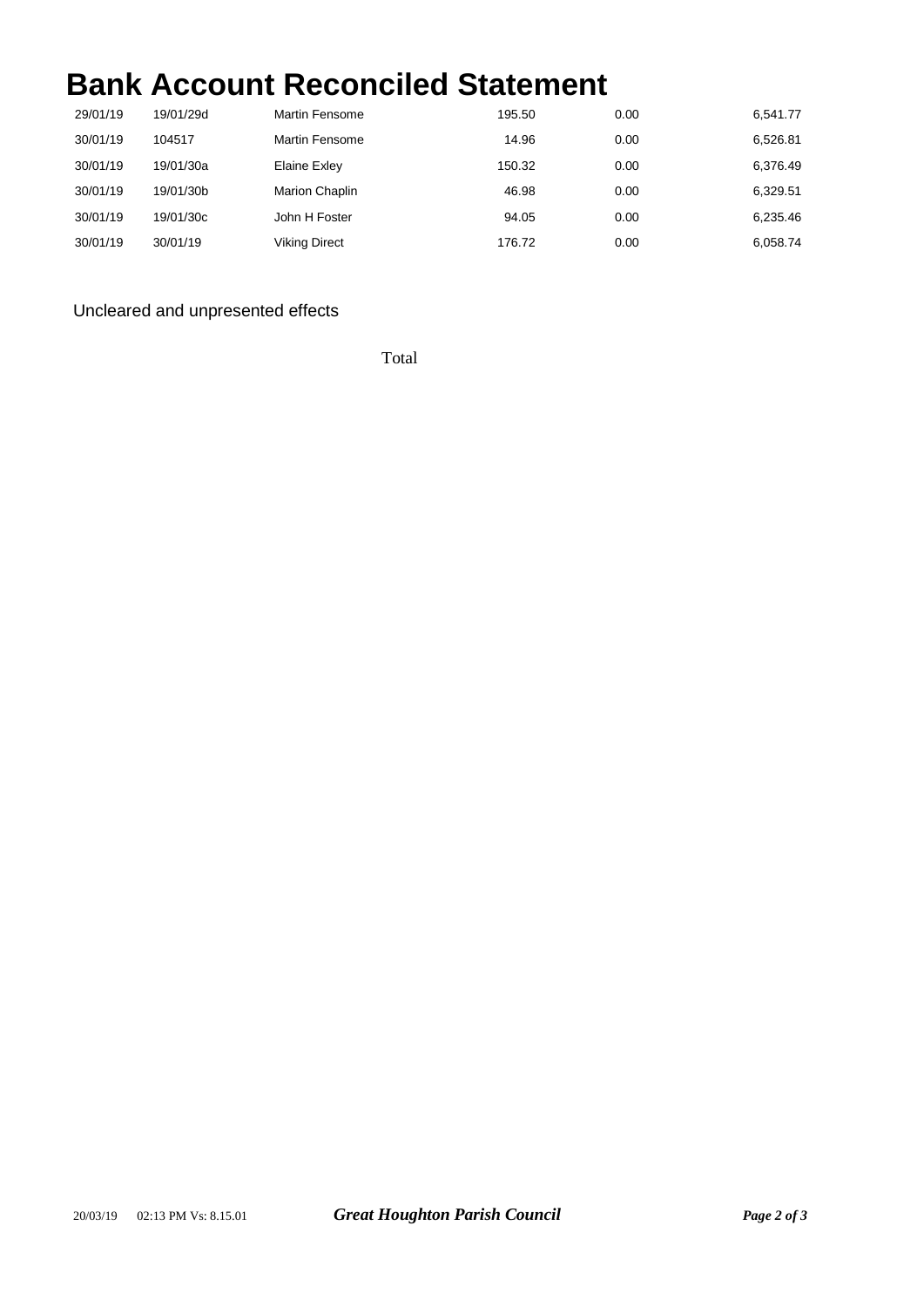# Bank Account Reconciled Statement

| | | | | | |
|---|---|---|---|---|---|
| 29/01/19 | 19/01/29d | Martin Fensome | 195.50 | 0.00 | 6,541.77 |
| 30/01/19 | 104517 | Martin Fensome | 14.96 | 0.00 | 6,526.81 |
| 30/01/19 | 19/01/30a | Elaine Exley | 150.32 | 0.00 | 6,376.49 |
| 30/01/19 | 19/01/30b | Marion Chaplin | 46.98 | 0.00 | 6,329.51 |
| 30/01/19 | 19/01/30c | John H Foster | 94.05 | 0.00 | 6,235.46 |
| 30/01/19 | 30/01/19 | Viking Direct | 176.72 | 0.00 | 6,058.74 |

Uncleared and unpresented effects

Total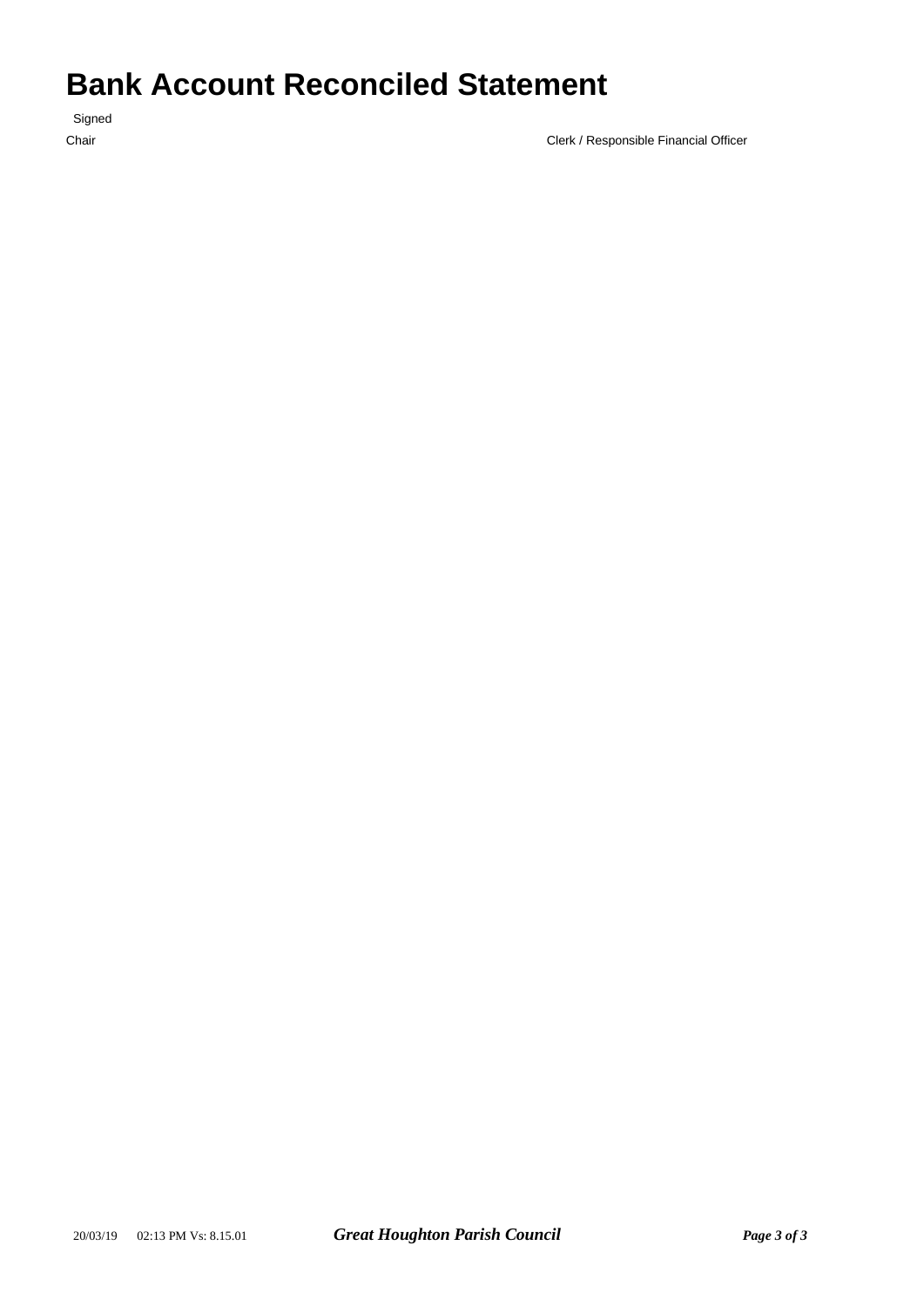# Bank Account Reconciled Statement

Signed

Chair

Clerk / Responsible Financial Officer